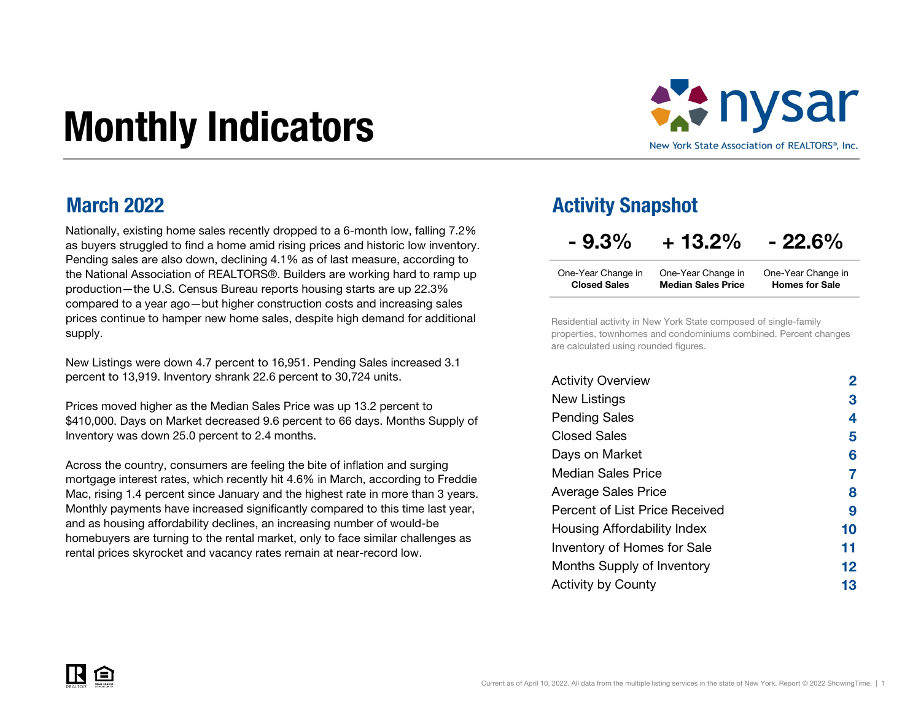# Monthly Indicators

nysar
New York State Association of REALTORS®, Inc.

## March 2022

Nationally, existing home sales recently dropped to a 6-month low, falling 7.2% as buyers struggled to find a home amid rising prices and historic low inventory. Pending sales are also down, declining 4.1% as of last measure, according to the National Association of REALTORS®. Builders are working hard to ramp up production—the U.S. Census Bureau reports housing starts are up 22.3% compared to a year ago—but higher construction costs and increasing sales prices continue to hamper new home sales, despite high demand for additional supply.

New Listings were down 4.7 percent to 16,951. Pending Sales increased 3.1 percent to 13,919. Inventory shrank 22.6 percent to 30,724 units.

Prices moved higher as the Median Sales Price was up 13.2 percent to $410,000. Days on Market decreased 9.6 percent to 66 days. Months Supply of Inventory was down 25.0 percent to 2.4 months.

Across the country, consumers are feeling the bite of inflation and surging mortgage interest rates, which recently hit 4.6% in March, according to Freddie Mac, rising 1.4 percent since January and the highest rate in more than 3 years. Monthly payments have increased significantly compared to this time last year, and as housing affordability declines, an increasing number of would-be homebuyers are turning to the rental market, only to face similar challenges as rental prices skyrocket and vacancy rates remain at near-record low.

## Activity Snapshot

| - 9.3% | + 13.2% | - 22.6% |
|---|---|---|
| One-Year Change in **Closed Sales** | One-Year Change in **Median Sales Price** | One-Year Change in **Homes for Sale** |

Residential activity in New York State composed of single-family properties, townhomes and condominiums combined. Percent changes are calculated using rounded figures.

| | |
|---|---|
| Activity Overview | 2 |
| New Listings | 3 |
| Pending Sales | 4 |
| Closed Sales | 5 |
| Days on Market | 6 |
| Median Sales Price | 7 |
| Average Sales Price | 8 |
| Percent of List Price Received | 9 |
| Housing Affordability Index | 10 |
| Inventory of Homes for Sale | 11 |
| Months Supply of Inventory | 12 |
| Activity by County | 13 |

Current as of April 10, 2022. All data from the multiple listing services in the state of New York. Report © 2022 ShowingTime.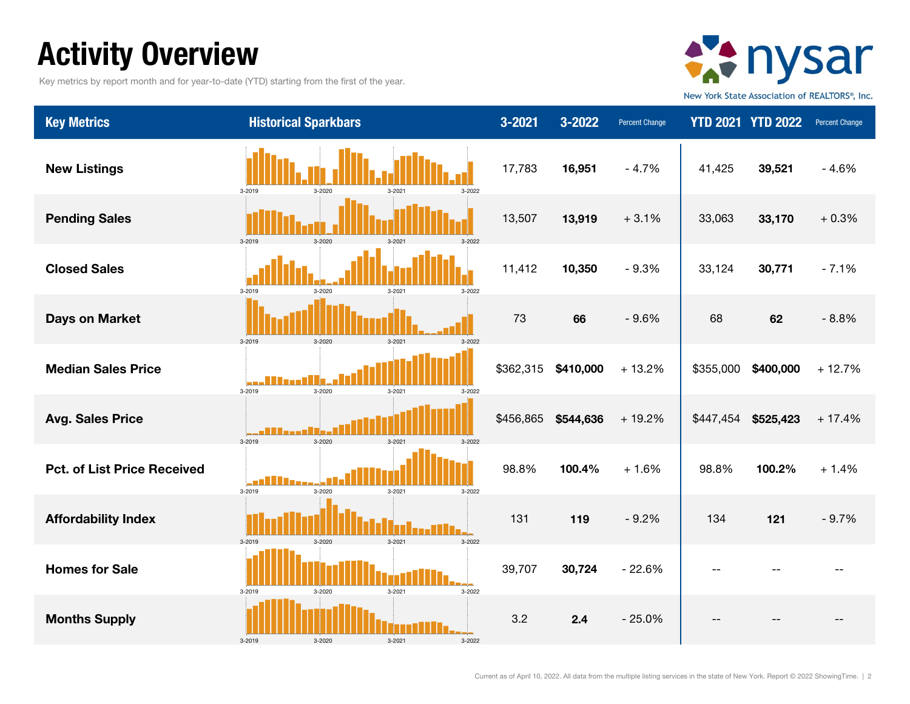# Activity Overview

Key metrics by report month and for year-to-date (YTD) starting from the first of the year.

New York State Association of REALTORS®, Inc.

| Key Metrics | Historical Sparkbars | 3-2021 | 3-2022 | Percent Change | YTD 2021 | YTD 2022 | Percent Change |
|---|---|---|---|---|---|---|---|
| New Listings | 3-2019 3-2020 3-2021 3-2022 | 17,783 | **16,951** | - 4.7% | 41,425 | **39,521** | - 4.6% |
| Pending Sales | 3-2019 3-2020 3-2021 3-2022 | 13,507 | **13,919** | + 3.1% | 33,063 | **33,170** | + 0.3% |
| Closed Sales | 3-2019 3-2020 3-2021 3-2022 | 11,412 | **10,350** | - 9.3% | 33,124 | **30,771** | - 7.1% |
| Days on Market | 3-2019 3-2020 3-2021 3-2022 | 73 | **66** | - 9.6% | 68 | **62** | - 8.8% |
| Median Sales Price | 3-2019 3-2020 3-2021 3-2022 | $362,315 | **$410,000** | + 13.2% | $355,000 | **$400,000** | + 12.7% |
| Avg. Sales Price | 3-2019 3-2020 3-2021 3-2022 | $456,865 | **$544,636** | + 19.2% | $447,454 | **$525,423** | + 17.4% |
| Pct. of List Price Received | 3-2019 3-2020 3-2021 3-2022 | 98.8% | **100.4%** | + 1.6% | 98.8% | **100.2%** | + 1.4% |
| Affordability Index | 3-2019 3-2020 3-2021 3-2022 | 131 | **119** | - 9.2% | 134 | **121** | - 9.7% |
| Homes for Sale | 3-2019 3-2020 3-2021 3-2022 | 39,707 | **30,724** | - 22.6% | -- | -- | -- |
| Months Supply | 3-2019 3-2020 3-2021 3-2022 | 3.2 | **2.4** | - 25.0% | -- | -- | -- |

Current as of April 10, 2022. All data from the multiple listing services in the state of New York. Report © 2022 ShowingTime.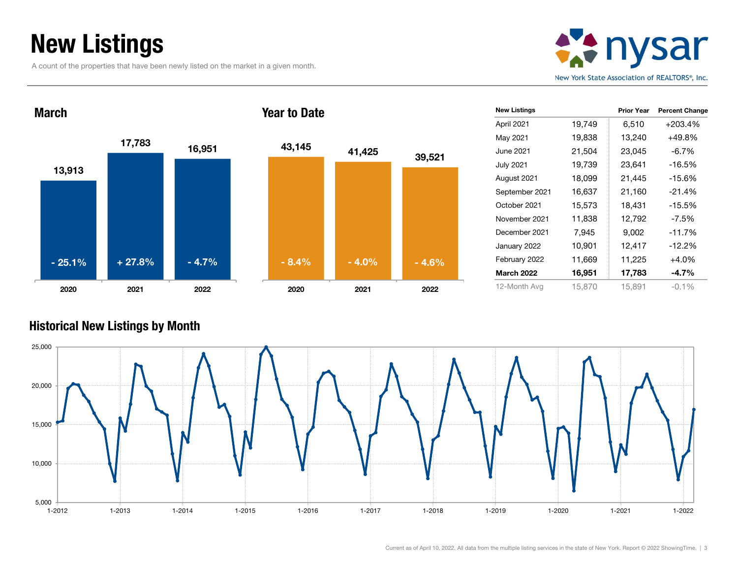# New Listings

A count of the properties that have been newly listed on the market in a given month.

**nysar** — New York State Association of REALTORS®, Inc.

## March

| Year | New Listings | Change |
|---|---|---|
| 2020 | 13,913 | - 25.1% |
| 2021 | 17,783 | + 27.8% |
| 2022 | 16,951 | - 4.7% |

## Year to Date

| Year | New Listings | Change |
|---|---|---|
| 2020 | 43,145 | - 8.4% |
| 2021 | 41,425 | - 4.0% |
| 2022 | 39,521 | - 4.6% |

| New Listings | | Prior Year | Percent Change |
|---|---|---|---|
| April 2021 | 19,749 | 6,510 | +203.4% |
| May 2021 | 19,838 | 13,240 | +49.8% |
| June 2021 | 21,504 | 23,045 | -6.7% |
| July 2021 | 19,739 | 23,641 | -16.5% |
| August 2021 | 18,099 | 21,445 | -15.6% |
| September 2021 | 16,637 | 21,160 | -21.4% |
| October 2021 | 15,573 | 18,431 | -15.5% |
| November 2021 | 11,838 | 12,792 | -7.5% |
| December 2021 | 7,945 | 9,002 | -11.7% |
| January 2022 | 10,901 | 12,417 | -12.2% |
| February 2022 | 11,669 | 11,225 | +4.0% |
| **March 2022** | **16,951** | **17,783** | **-4.7%** |
| 12-Month Avg | 15,870 | 15,891 | -0.1% |

## Historical New Listings by Month

Current as of April 10, 2022. All data from the multiple listing services in the state of New York. Report © 2022 ShowingTime.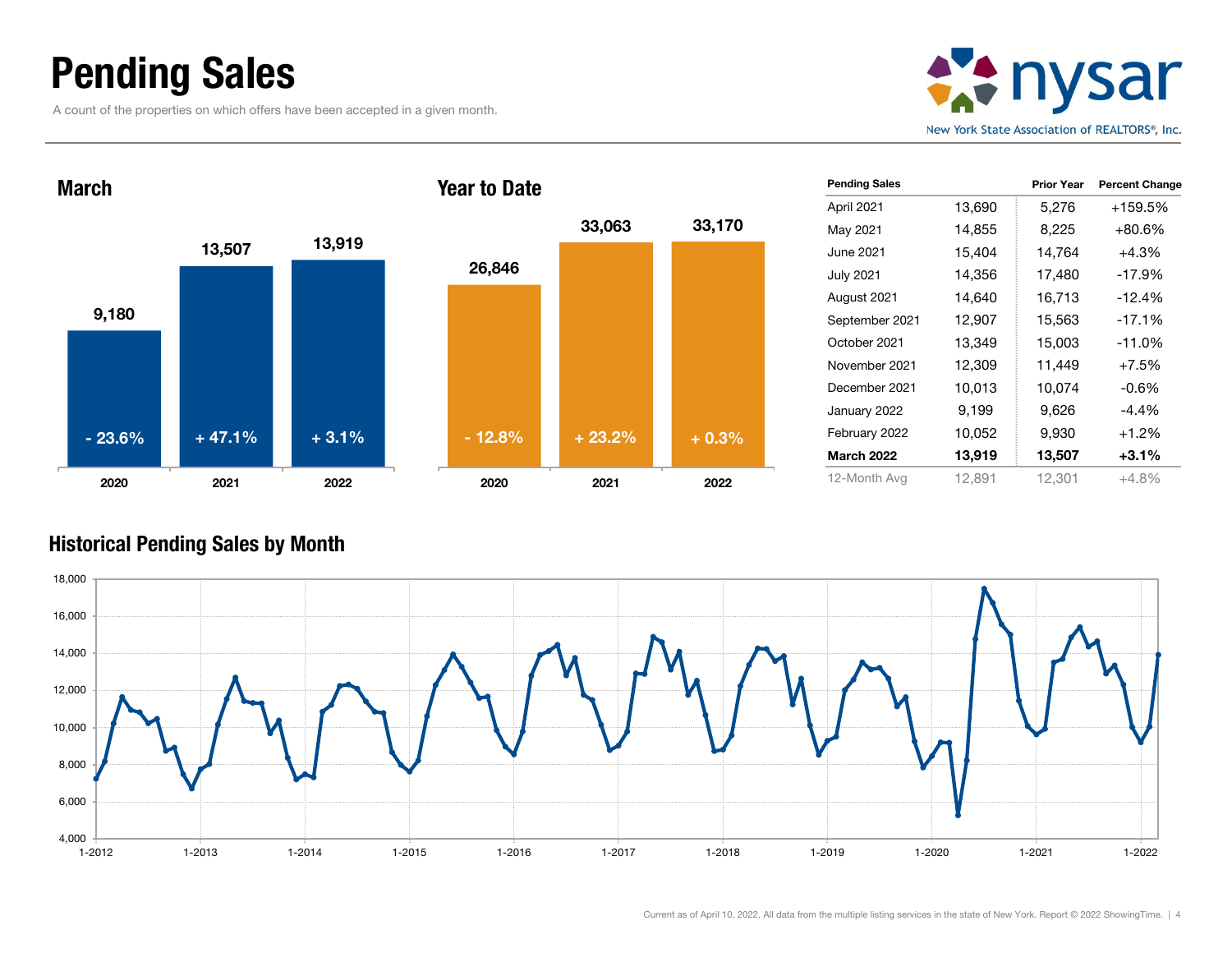# Pending Sales

A count of the properties on which offers have been accepted in a given month.

## March

| | 2020 | 2021 | 2022 |
|---|---|---|---|
| Pending Sales | 9,180 | 13,507 | 13,919 |
| Change | - 23.6% | + 47.1% | + 3.1% |

## Year to Date

| | 2020 | 2021 | 2022 |
|---|---|---|---|
| Pending Sales | 26,846 | 33,063 | 33,170 |
| Change | - 12.8% | + 23.2% | + 0.3% |

| Pending Sales | | Prior Year | Percent Change |
|---|---|---|---|
| April 2021 | 13,690 | 5,276 | +159.5% |
| May 2021 | 14,855 | 8,225 | +80.6% |
| June 2021 | 15,404 | 14,764 | +4.3% |
| July 2021 | 14,356 | 17,480 | -17.9% |
| August 2021 | 14,640 | 16,713 | -12.4% |
| September 2021 | 12,907 | 15,563 | -17.1% |
| October 2021 | 13,349 | 15,003 | -11.0% |
| November 2021 | 12,309 | 11,449 | +7.5% |
| December 2021 | 10,013 | 10,074 | -0.6% |
| January 2022 | 9,199 | 9,626 | -4.4% |
| February 2022 | 10,052 | 9,930 | +1.2% |
| **March 2022** | **13,919** | **13,507** | **+3.1%** |
| 12-Month Avg | 12,891 | 12,301 | +4.8% |

## Historical Pending Sales by Month

Current as of April 10, 2022. All data from the multiple listing services in the state of New York. Report © 2022 ShowingTime.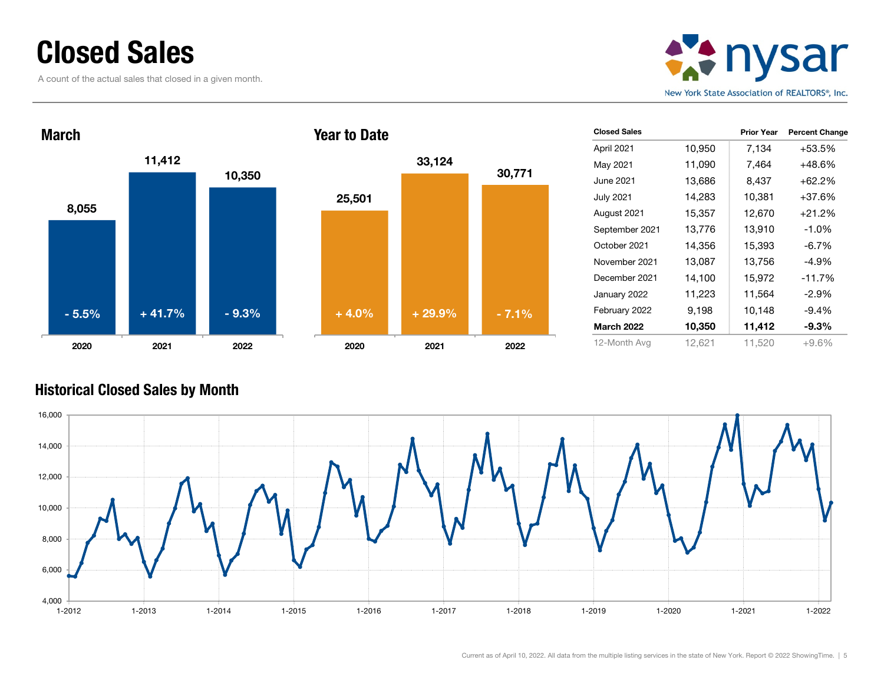# Closed Sales

A count of the actual sales that closed in a given month.

nysar
New York State Association of REALTORS®, Inc.

## March

| Year | Closed Sales | Percent Change |
|---|---|---|
| 2020 | 8,055 | - 5.5% |
| 2021 | 11,412 | + 41.7% |
| 2022 | 10,350 | - 9.3% |

## Year to Date

| Year | Closed Sales | Percent Change |
|---|---|---|
| 2020 | 25,501 | + 4.0% |
| 2021 | 33,124 | + 29.9% |
| 2022 | 30,771 | - 7.1% |

| Closed Sales | | Prior Year | Percent Change |
|---|---|---|---|
| April 2021 | 10,950 | 7,134 | +53.5% |
| May 2021 | 11,090 | 7,464 | +48.6% |
| June 2021 | 13,686 | 8,437 | +62.2% |
| July 2021 | 14,283 | 10,381 | +37.6% |
| August 2021 | 15,357 | 12,670 | +21.2% |
| September 2021 | 13,776 | 13,910 | -1.0% |
| October 2021 | 14,356 | 15,393 | -6.7% |
| November 2021 | 13,087 | 13,756 | -4.9% |
| December 2021 | 14,100 | 15,972 | -11.7% |
| January 2022 | 11,223 | 11,564 | -2.9% |
| February 2022 | 9,198 | 10,148 | -9.4% |
| **March 2022** | **10,350** | **11,412** | **-9.3%** |
| 12-Month Avg | 12,621 | 11,520 | +9.6% |

## Historical Closed Sales by Month

Current as of April 10, 2022. All data from the multiple listing services in the state of New York. Report © 2022 ShowingTime.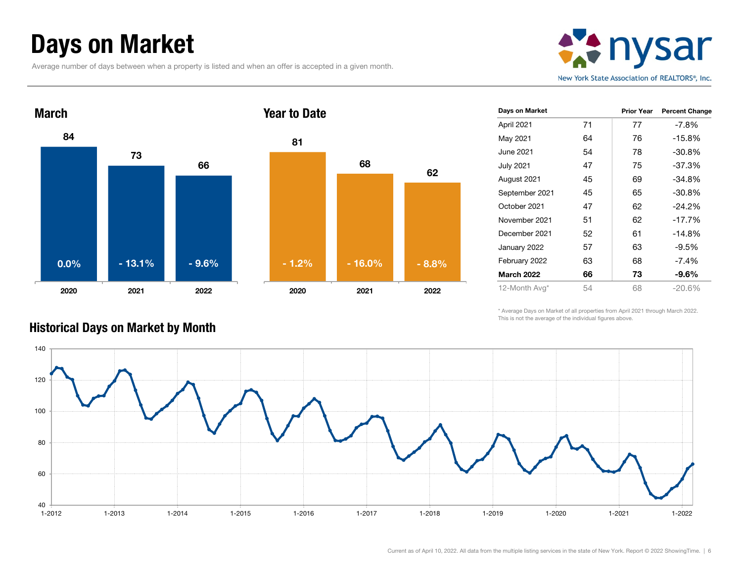# Days on Market

Average number of days between when a property is listed and when an offer is accepted in a given month.

## March

| | 2020 | 2021 | 2022 |
|---|---|---|---|
| Days on Market | 84 | 73 | 66 |
| Percent Change | 0.0% | - 13.1% | - 9.6% |

## Year to Date

| | 2020 | 2021 | 2022 |
|---|---|---|---|
| Days on Market | 81 | 68 | 62 |
| Percent Change | - 1.2% | - 16.0% | - 8.8% |

| Days on Market | | Prior Year | Percent Change |
|---|---|---|---|
| April 2021 | 71 | 77 | -7.8% |
| May 2021 | 64 | 76 | -15.8% |
| June 2021 | 54 | 78 | -30.8% |
| July 2021 | 47 | 75 | -37.3% |
| August 2021 | 45 | 69 | -34.8% |
| September 2021 | 45 | 65 | -30.8% |
| October 2021 | 47 | 62 | -24.2% |
| November 2021 | 51 | 62 | -17.7% |
| December 2021 | 52 | 61 | -14.8% |
| January 2022 | 57 | 63 | -9.5% |
| February 2022 | 63 | 68 | -7.4% |
| **March 2022** | **66** | **73** | **-9.6%** |
| 12-Month Avg* | 54 | 68 | -20.6% |

\* Average Days on Market of all properties from April 2021 through March 2022. This is not the average of the individual figures above.

## Historical Days on Market by Month

Current as of April 10, 2022. All data from the multiple listing services in the state of New York. Report © 2022 ShowingTime.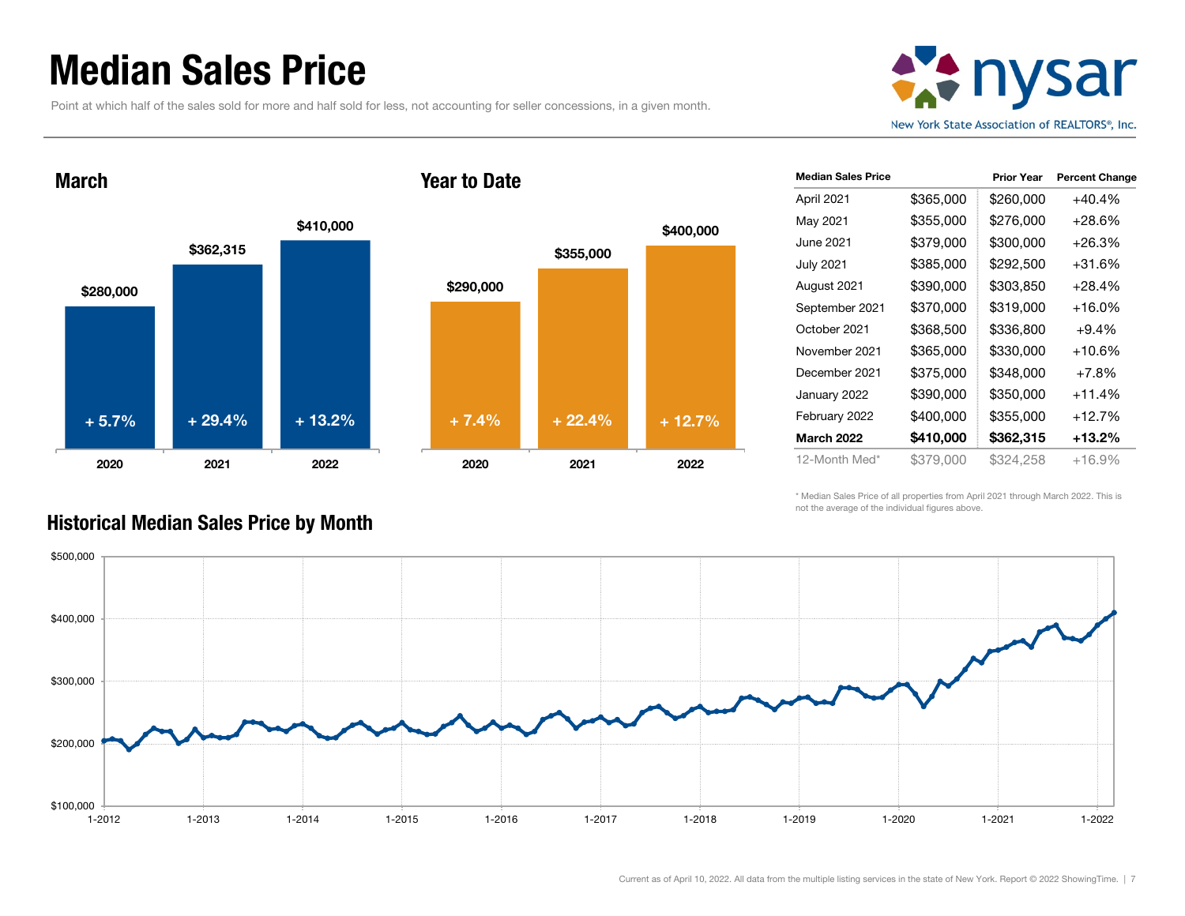# Median Sales Price

Point at which half of the sales sold for more and half sold for less, not accounting for seller concessions, in a given month.

## March

| Year | Median Sales Price | Change |
|---|---|---|
| 2020 | $280,000 | + 5.7% |
| 2021 | $362,315 | + 29.4% |
| 2022 | $410,000 | + 13.2% |

## Year to Date

| Year | Median Sales Price | Change |
|---|---|---|
| 2020 | $290,000 | + 7.4% |
| 2021 | $355,000 | + 22.4% |
| 2022 | $400,000 | + 12.7% |

| Median Sales Price | | Prior Year | Percent Change |
|---|---|---|---|
| April 2021 | $365,000 | $260,000 | +40.4% |
| May 2021 | $355,000 | $276,000 | +28.6% |
| June 2021 | $379,000 | $300,000 | +26.3% |
| July 2021 | $385,000 | $292,500 | +31.6% |
| August 2021 | $390,000 | $303,850 | +28.4% |
| September 2021 | $370,000 | $319,000 | +16.0% |
| October 2021 | $368,500 | $336,800 | +9.4% |
| November 2021 | $365,000 | $330,000 | +10.6% |
| December 2021 | $375,000 | $348,000 | +7.8% |
| January 2022 | $390,000 | $350,000 | +11.4% |
| February 2022 | $400,000 | $355,000 | +12.7% |
| **March 2022** | **$410,000** | **$362,315** | **+13.2%** |
| 12-Month Med* | $379,000 | $324,258 | +16.9% |

\* Median Sales Price of all properties from April 2021 through March 2022. This is not the average of the individual figures above.

## Historical Median Sales Price by Month

Current as of April 10, 2022. All data from the multiple listing services in the state of New York. Report © 2022 ShowingTime.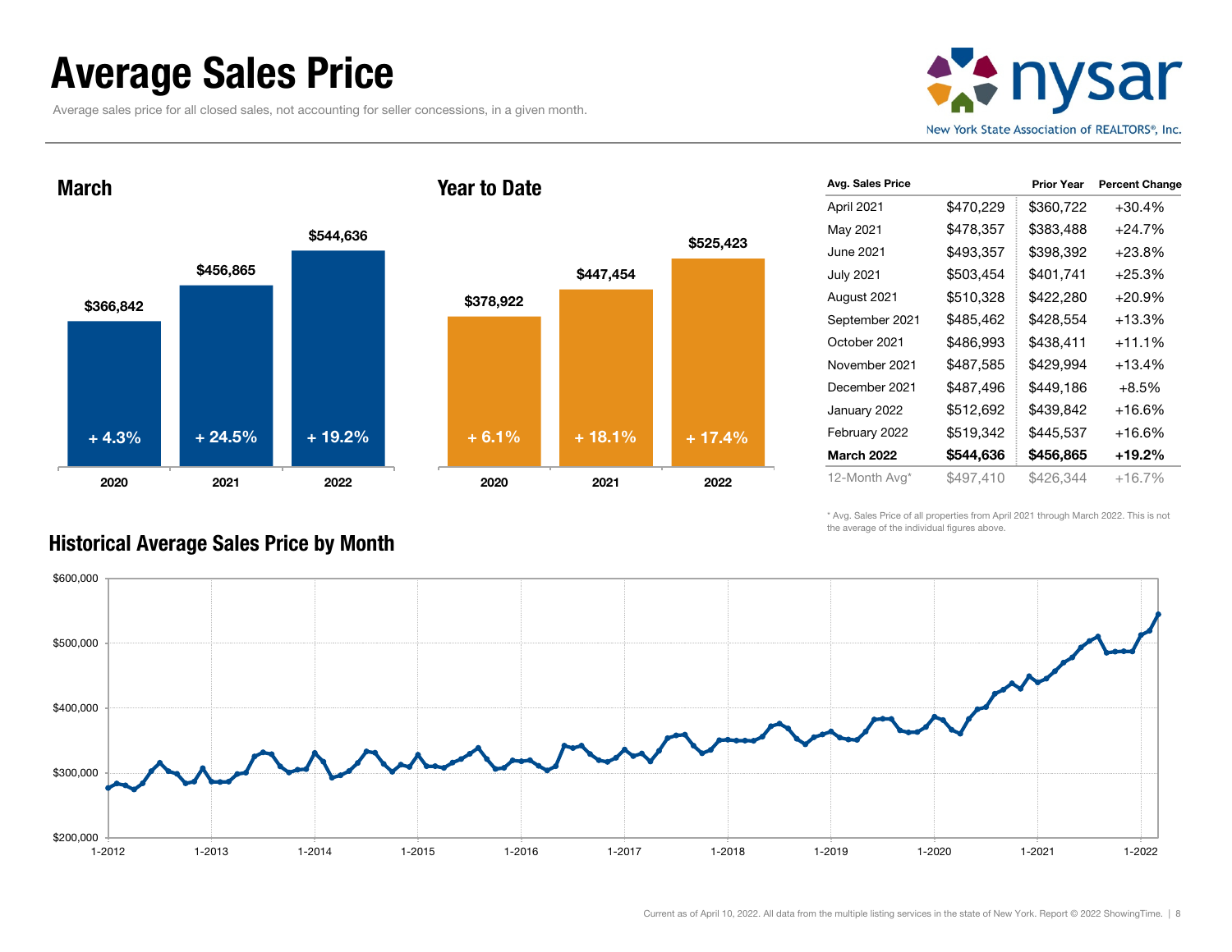# Average Sales Price

Average sales price for all closed sales, not accounting for seller concessions, in a given month.

nysar
New York State Association of REALTORS®, Inc.

## March

| Year | Avg. Sales Price | Change |
|---|---|---|
| 2020 | $366,842 | + 4.3% |
| 2021 | $456,865 | + 24.5% |
| 2022 | $544,636 | + 19.2% |

## Year to Date

| Year | Avg. Sales Price | Change |
|---|---|---|
| 2020 | $378,922 | + 6.1% |
| 2021 | $447,454 | + 18.1% |
| 2022 | $525,423 | + 17.4% |

| Avg. Sales Price | | Prior Year | Percent Change |
|---|---|---|---|
| April 2021 | $470,229 | $360,722 | +30.4% |
| May 2021 | $478,357 | $383,488 | +24.7% |
| June 2021 | $493,357 | $398,392 | +23.8% |
| July 2021 | $503,454 | $401,741 | +25.3% |
| August 2021 | $510,328 | $422,280 | +20.9% |
| September 2021 | $485,462 | $428,554 | +13.3% |
| October 2021 | $486,993 | $438,411 | +11.1% |
| November 2021 | $487,585 | $429,994 | +13.4% |
| December 2021 | $487,496 | $449,186 | +8.5% |
| January 2022 | $512,692 | $439,842 | +16.6% |
| February 2022 | $519,342 | $445,537 | +16.6% |
| **March 2022** | **$544,636** | **$456,865** | **+19.2%** |
| 12-Month Avg* | $497,410 | $426,344 | +16.7% |

\* Avg. Sales Price of all properties from April 2021 through March 2022. This is not the average of the individual figures above.

## Historical Average Sales Price by Month

Current as of April 10, 2022. All data from the multiple listing services in the state of New York. Report © 2022 ShowingTime.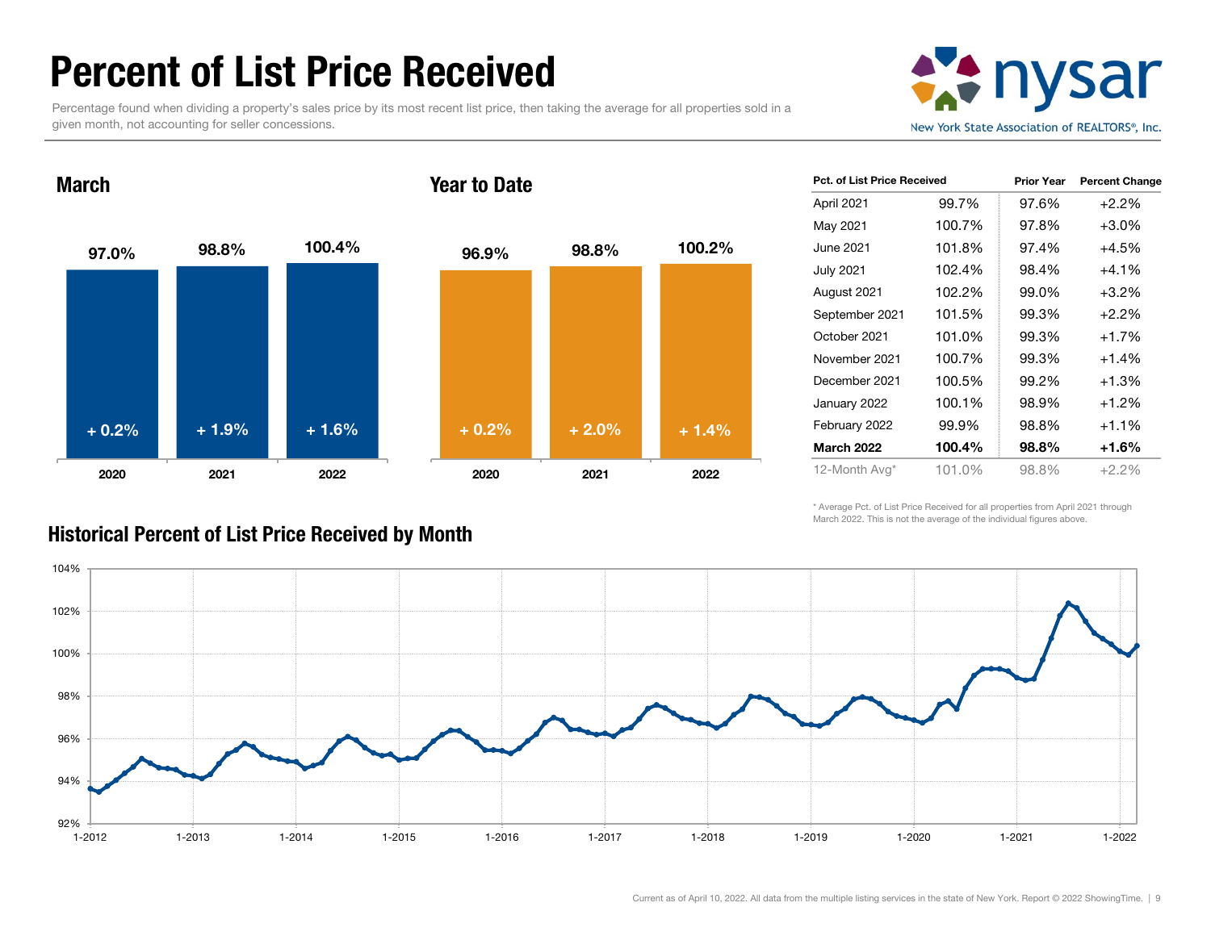# Percent of List Price Received

Percentage found when dividing a property's sales price by its most recent list price, then taking the average for all properties sold in a given month, not accounting for seller concessions.

## March

| Year | Percent of List Price Received | Change |
|---|---|---|
| 2020 | 97.0% | + 0.2% |
| 2021 | 98.8% | + 1.9% |
| 2022 | 100.4% | + 1.6% |

## Year to Date

| Year | Percent of List Price Received | Change |
|---|---|---|
| 2020 | 96.9% | + 0.2% |
| 2021 | 98.8% | + 2.0% |
| 2022 | 100.2% | + 1.4% |

| Pct. of List Price Received | | Prior Year | Percent Change |
|---|---|---|---|
| April 2021 | 99.7% | 97.6% | +2.2% |
| May 2021 | 100.7% | 97.8% | +3.0% |
| June 2021 | 101.8% | 97.4% | +4.5% |
| July 2021 | 102.4% | 98.4% | +4.1% |
| August 2021 | 102.2% | 99.0% | +3.2% |
| September 2021 | 101.5% | 99.3% | +2.2% |
| October 2021 | 101.0% | 99.3% | +1.7% |
| November 2021 | 100.7% | 99.3% | +1.4% |
| December 2021 | 100.5% | 99.2% | +1.3% |
| January 2022 | 100.1% | 98.9% | +1.2% |
| February 2022 | 99.9% | 98.8% | +1.1% |
| **March 2022** | **100.4%** | **98.8%** | **+1.6%** |
| 12-Month Avg* | 101.0% | 98.8% | +2.2% |

\* Average Pct. of List Price Received for all properties from April 2021 through March 2022. This is not the average of the individual figures above.

## Historical Percent of List Price Received by Month

Current as of April 10, 2022. All data from the multiple listing services in the state of New York. Report © 2022 ShowingTime.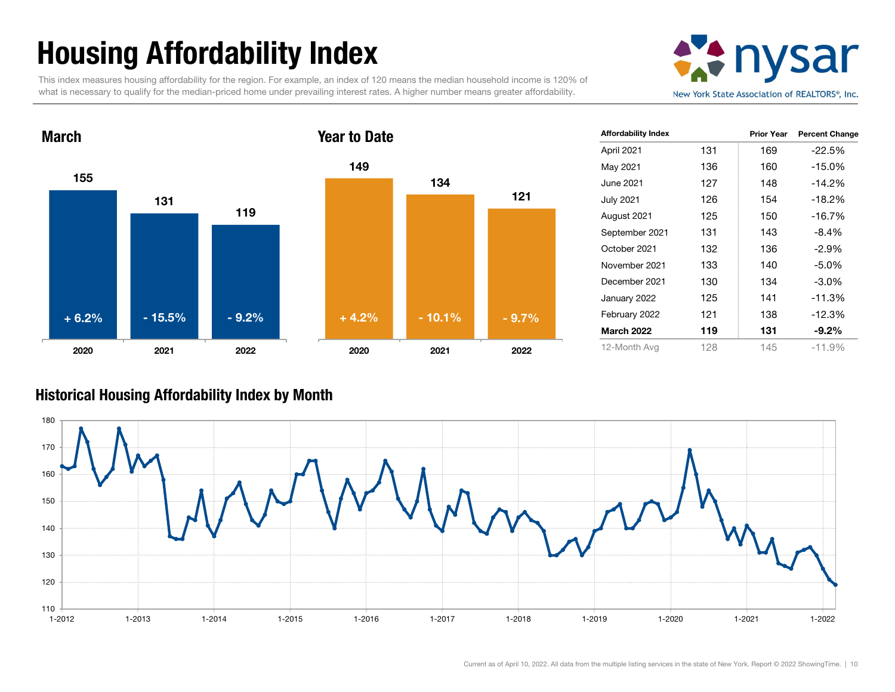# Housing Affordability Index

This index measures housing affordability for the region. For example, an index of 120 means the median household income is 120% of what is necessary to qualify for the median-priced home under prevailing interest rates. A higher number means greater affordability.

nysar — New York State Association of REALTORS®, Inc.

## March

| Year | Index | Change |
|---|---|---|
| 2020 | 155 | + 6.2% |
| 2021 | 131 | - 15.5% |
| 2022 | 119 | - 9.2% |

## Year to Date

| Year | Index | Change |
|---|---|---|
| 2020 | 149 | + 4.2% |
| 2021 | 134 | - 10.1% |
| 2022 | 121 | - 9.7% |

| Affordability Index | | Prior Year | Percent Change |
|---|---|---|---|
| April 2021 | 131 | 169 | -22.5% |
| May 2021 | 136 | 160 | -15.0% |
| June 2021 | 127 | 148 | -14.2% |
| July 2021 | 126 | 154 | -18.2% |
| August 2021 | 125 | 150 | -16.7% |
| September 2021 | 131 | 143 | -8.4% |
| October 2021 | 132 | 136 | -2.9% |
| November 2021 | 133 | 140 | -5.0% |
| December 2021 | 130 | 134 | -3.0% |
| January 2022 | 125 | 141 | -11.3% |
| February 2022 | 121 | 138 | -12.3% |
| **March 2022** | **119** | **131** | **-9.2%** |
| 12-Month Avg | 128 | 145 | -11.9% |

## Historical Housing Affordability Index by Month

Current as of April 10, 2022. All data from the multiple listing services in the state of New York. Report © 2022 ShowingTime.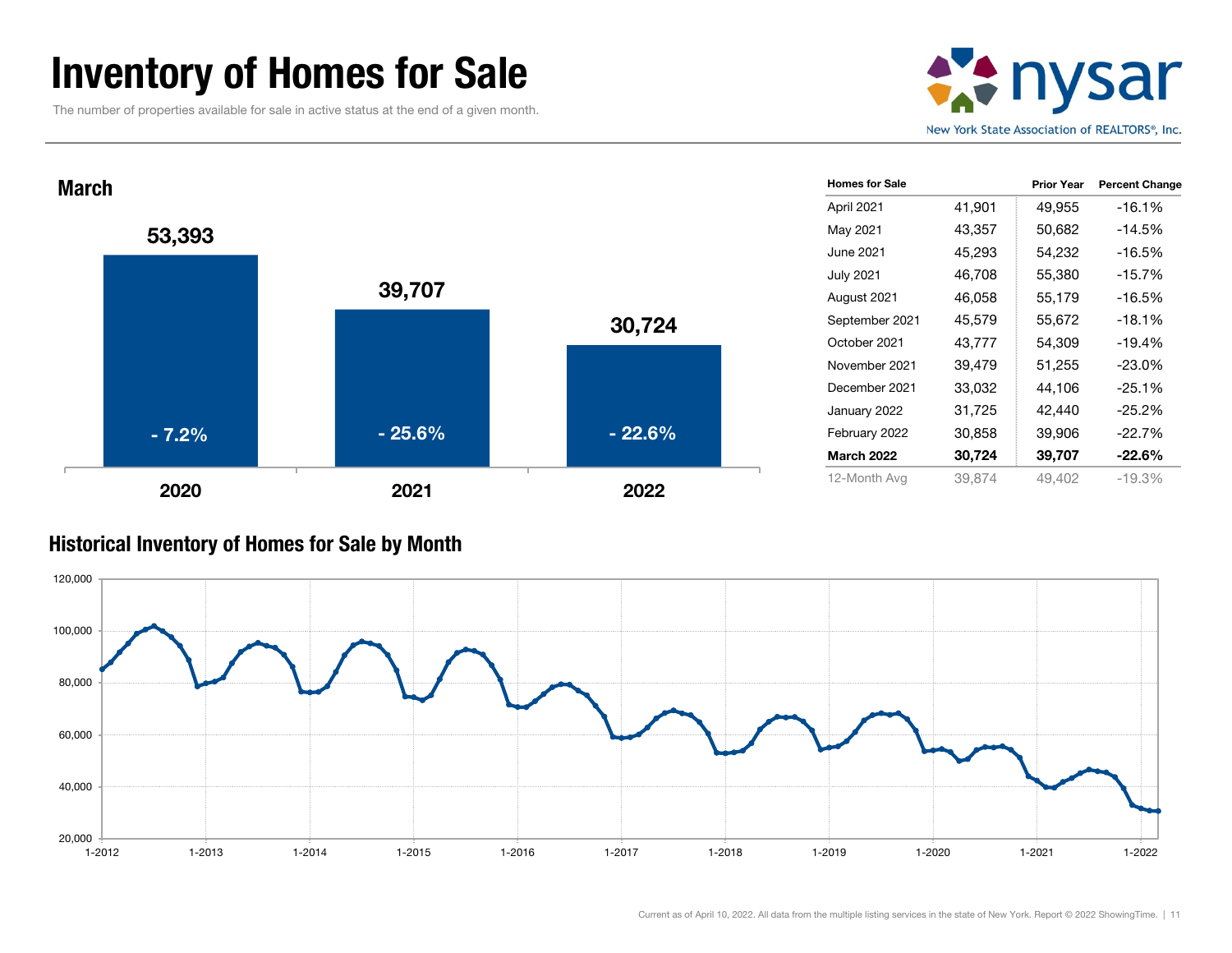# Inventory of Homes for Sale

The number of properties available for sale in active status at the end of a given month.

nysar
New York State Association of REALTORS®, Inc.

## March

| Year | Homes for Sale | Change |
|---|---|---|
| 2020 | 53,393 | - 7.2% |
| 2021 | 39,707 | - 25.6% |
| 2022 | 30,724 | - 22.6% |

| Homes for Sale | | Prior Year | Percent Change |
|---|---|---|---|
| April 2021 | 41,901 | 49,955 | -16.1% |
| May 2021 | 43,357 | 50,682 | -14.5% |
| June 2021 | 45,293 | 54,232 | -16.5% |
| July 2021 | 46,708 | 55,380 | -15.7% |
| August 2021 | 46,058 | 55,179 | -16.5% |
| September 2021 | 45,579 | 55,672 | -18.1% |
| October 2021 | 43,777 | 54,309 | -19.4% |
| November 2021 | 39,479 | 51,255 | -23.0% |
| December 2021 | 33,032 | 44,106 | -25.1% |
| January 2022 | 31,725 | 42,440 | -25.2% |
| February 2022 | 30,858 | 39,906 | -22.7% |
| **March 2022** | **30,724** | **39,707** | **-22.6%** |
| 12-Month Avg | 39,874 | 49,402 | -19.3% |

## Historical Inventory of Homes for Sale by Month

Current as of April 10, 2022. All data from the multiple listing services in the state of New York. Report © 2022 ShowingTime.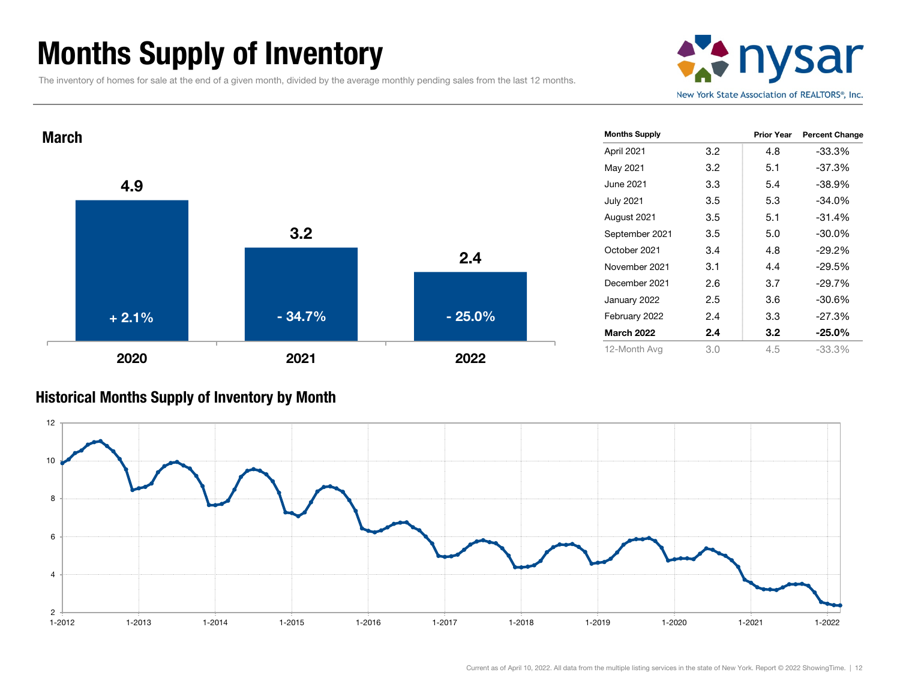# Months Supply of Inventory

The inventory of homes for sale at the end of a given month, divided by the average monthly pending sales from the last 12 months.

## March

| Year | Months Supply | Percent Change |
|---|---|---|
| 2020 | 4.9 | + 2.1% |
| 2021 | 3.2 | - 34.7% |
| 2022 | 2.4 | - 25.0% |

| Months Supply | | Prior Year | Percent Change |
|---|---|---|---|
| April 2021 | 3.2 | 4.8 | -33.3% |
| May 2021 | 3.2 | 5.1 | -37.3% |
| June 2021 | 3.3 | 5.4 | -38.9% |
| July 2021 | 3.5 | 5.3 | -34.0% |
| August 2021 | 3.5 | 5.1 | -31.4% |
| September 2021 | 3.5 | 5.0 | -30.0% |
| October 2021 | 3.4 | 4.8 | -29.2% |
| November 2021 | 3.1 | 4.4 | -29.5% |
| December 2021 | 2.6 | 3.7 | -29.7% |
| January 2022 | 2.5 | 3.6 | -30.6% |
| February 2022 | 2.4 | 3.3 | -27.3% |
| **March 2022** | **2.4** | **3.2** | **-25.0%** |
| 12-Month Avg | 3.0 | 4.5 | -33.3% |

## Historical Months Supply of Inventory by Month

Current as of April 10, 2022. All data from the multiple listing services in the state of New York. Report © 2022 ShowingTime.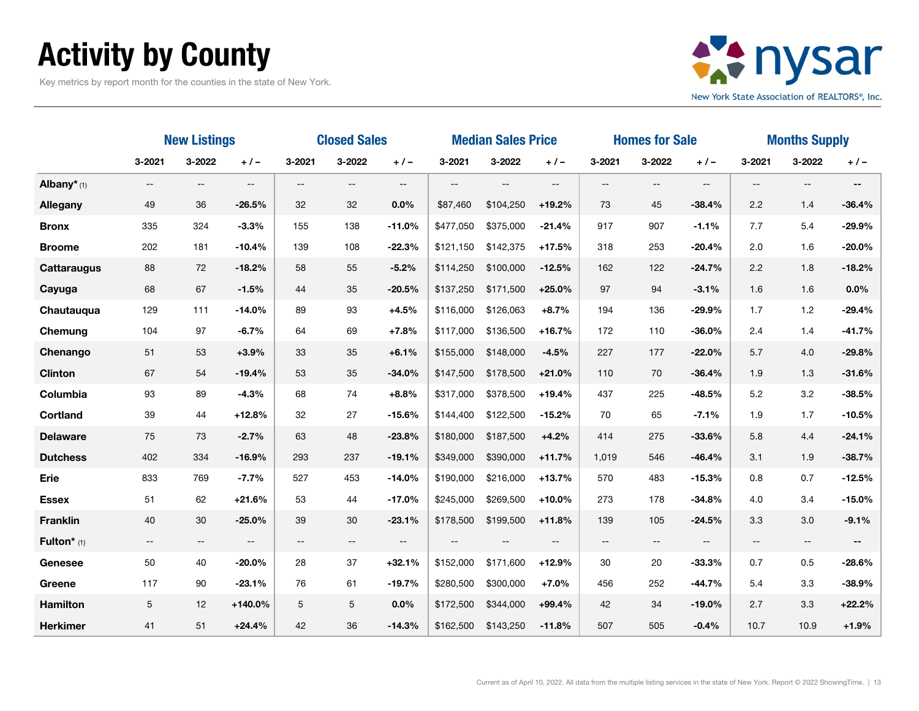# Activity by County

Key metrics by report month for the counties in the state of New York.

nysar
New York State Association of REALTORS®, Inc.

| | New Listings | | | Closed Sales | | | Median Sales Price | | | Homes for Sale | | | Months Supply | | |
|---|---|---|---|---|---|---|---|---|---|---|---|---|---|---|---|
| | 3-2021 | 3-2022 | + / – | 3-2021 | 3-2022 | + / – | 3-2021 | 3-2022 | + / – | 3-2021 | 3-2022 | + / – | 3-2021 | 3-2022 | + / – |
| **Albany*** (1) | -- | -- | -- | -- | -- | -- | -- | -- | -- | -- | -- | -- | -- | -- | -- |
| **Allegany** | 49 | 36 | **-26.5%** | 32 | 32 | **0.0%** | $87,460 | $104,250 | **+19.2%** | 73 | 45 | **-38.4%** | 2.2 | 1.4 | **-36.4%** |
| **Bronx** | 335 | 324 | **-3.3%** | 155 | 138 | **-11.0%** | $477,050 | $375,000 | **-21.4%** | 917 | 907 | **-1.1%** | 7.7 | 5.4 | **-29.9%** |
| **Broome** | 202 | 181 | **-10.4%** | 139 | 108 | **-22.3%** | $121,150 | $142,375 | **+17.5%** | 318 | 253 | **-20.4%** | 2.0 | 1.6 | **-20.0%** |
| **Cattaraugus** | 88 | 72 | **-18.2%** | 58 | 55 | **-5.2%** | $114,250 | $100,000 | **-12.5%** | 162 | 122 | **-24.7%** | 2.2 | 1.8 | **-18.2%** |
| **Cayuga** | 68 | 67 | **-1.5%** | 44 | 35 | **-20.5%** | $137,250 | $171,500 | **+25.0%** | 97 | 94 | **-3.1%** | 1.6 | 1.6 | **0.0%** |
| **Chautauqua** | 129 | 111 | **-14.0%** | 89 | 93 | **+4.5%** | $116,000 | $126,063 | **+8.7%** | 194 | 136 | **-29.9%** | 1.7 | 1.2 | **-29.4%** |
| **Chemung** | 104 | 97 | **-6.7%** | 64 | 69 | **+7.8%** | $117,000 | $136,500 | **+16.7%** | 172 | 110 | **-36.0%** | 2.4 | 1.4 | **-41.7%** |
| **Chenango** | 51 | 53 | **+3.9%** | 33 | 35 | **+6.1%** | $155,000 | $148,000 | **-4.5%** | 227 | 177 | **-22.0%** | 5.7 | 4.0 | **-29.8%** |
| **Clinton** | 67 | 54 | **-19.4%** | 53 | 35 | **-34.0%** | $147,500 | $178,500 | **+21.0%** | 110 | 70 | **-36.4%** | 1.9 | 1.3 | **-31.6%** |
| **Columbia** | 93 | 89 | **-4.3%** | 68 | 74 | **+8.8%** | $317,000 | $378,500 | **+19.4%** | 437 | 225 | **-48.5%** | 5.2 | 3.2 | **-38.5%** |
| **Cortland** | 39 | 44 | **+12.8%** | 32 | 27 | **-15.6%** | $144,400 | $122,500 | **-15.2%** | 70 | 65 | **-7.1%** | 1.9 | 1.7 | **-10.5%** |
| **Delaware** | 75 | 73 | **-2.7%** | 63 | 48 | **-23.8%** | $180,000 | $187,500 | **+4.2%** | 414 | 275 | **-33.6%** | 5.8 | 4.4 | **-24.1%** |
| **Dutchess** | 402 | 334 | **-16.9%** | 293 | 237 | **-19.1%** | $349,000 | $390,000 | **+11.7%** | 1,019 | 546 | **-46.4%** | 3.1 | 1.9 | **-38.7%** |
| **Erie** | 833 | 769 | **-7.7%** | 527 | 453 | **-14.0%** | $190,000 | $216,000 | **+13.7%** | 570 | 483 | **-15.3%** | 0.8 | 0.7 | **-12.5%** |
| **Essex** | 51 | 62 | **+21.6%** | 53 | 44 | **-17.0%** | $245,000 | $269,500 | **+10.0%** | 273 | 178 | **-34.8%** | 4.0 | 3.4 | **-15.0%** |
| **Franklin** | 40 | 30 | **-25.0%** | 39 | 30 | **-23.1%** | $178,500 | $199,500 | **+11.8%** | 139 | 105 | **-24.5%** | 3.3 | 3.0 | **-9.1%** |
| **Fulton*** (1) | -- | -- | -- | -- | -- | -- | -- | -- | -- | -- | -- | -- | -- | -- | -- |
| **Genesee** | 50 | 40 | **-20.0%** | 28 | 37 | **+32.1%** | $152,000 | $171,600 | **+12.9%** | 30 | 20 | **-33.3%** | 0.7 | 0.5 | **-28.6%** |
| **Greene** | 117 | 90 | **-23.1%** | 76 | 61 | **-19.7%** | $280,500 | $300,000 | **+7.0%** | 456 | 252 | **-44.7%** | 5.4 | 3.3 | **-38.9%** |
| **Hamilton** | 5 | 12 | **+140.0%** | 5 | 5 | **0.0%** | $172,500 | $344,000 | **+99.4%** | 42 | 34 | **-19.0%** | 2.7 | 3.3 | **+22.2%** |
| **Herkimer** | 41 | 51 | **+24.4%** | 42 | 36 | **-14.3%** | $162,500 | $143,250 | **-11.8%** | 507 | 505 | **-0.4%** | 10.7 | 10.9 | **+1.9%** |

Current as of April 10, 2022. All data from the multiple listing services in the state of New York. Report © 2022 ShowingTime.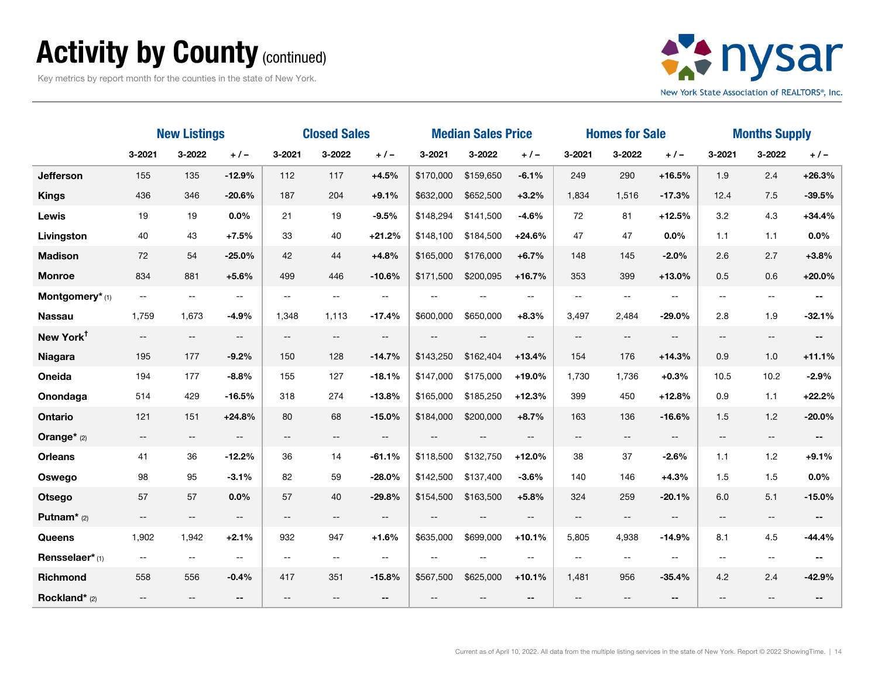# Activity by County (continued)

Key metrics by report month for the counties in the state of New York.

| | New Listings | | | Closed Sales | | | Median Sales Price | | | Homes for Sale | | | Months Supply | | |
|---|---|---|---|---|---|---|---|---|---|---|---|---|---|---|---|
| | 3-2021 | 3-2022 | + / – | 3-2021 | 3-2022 | + / – | 3-2021 | 3-2022 | + / – | 3-2021 | 3-2022 | + / – | 3-2021 | 3-2022 | + / – |
| **Jefferson** | 155 | 135 | **-12.9%** | 112 | 117 | **+4.5%** | $170,000 | $159,650 | **-6.1%** | 249 | 290 | **+16.5%** | 1.9 | 2.4 | **+26.3%** |
| **Kings** | 436 | 346 | **-20.6%** | 187 | 204 | **+9.1%** | $632,000 | $652,500 | **+3.2%** | 1,834 | 1,516 | **-17.3%** | 12.4 | 7.5 | **-39.5%** |
| **Lewis** | 19 | 19 | **0.0%** | 21 | 19 | **-9.5%** | $148,294 | $141,500 | **-4.6%** | 72 | 81 | **+12.5%** | 3.2 | 4.3 | **+34.4%** |
| **Livingston** | 40 | 43 | **+7.5%** | 33 | 40 | **+21.2%** | $148,100 | $184,500 | **+24.6%** | 47 | 47 | **0.0%** | 1.1 | 1.1 | **0.0%** |
| **Madison** | 72 | 54 | **-25.0%** | 42 | 44 | **+4.8%** | $165,000 | $176,000 | **+6.7%** | 148 | 145 | **-2.0%** | 2.6 | 2.7 | **+3.8%** |
| **Monroe** | 834 | 881 | **+5.6%** | 499 | 446 | **-10.6%** | $171,500 | $200,095 | **+16.7%** | 353 | 399 | **+13.0%** | 0.5 | 0.6 | **+20.0%** |
| **Montgomery*** (1) | -- | -- | -- | -- | -- | -- | -- | -- | -- | -- | -- | -- | -- | -- | -- |
| **Nassau** | 1,759 | 1,673 | **-4.9%** | 1,348 | 1,113 | **-17.4%** | $600,000 | $650,000 | **+8.3%** | 3,497 | 2,484 | **-29.0%** | 2.8 | 1.9 | **-32.1%** |
| **New York†** | -- | -- | -- | -- | -- | -- | -- | -- | -- | -- | -- | -- | -- | -- | -- |
| **Niagara** | 195 | 177 | **-9.2%** | 150 | 128 | **-14.7%** | $143,250 | $162,404 | **+13.4%** | 154 | 176 | **+14.3%** | 0.9 | 1.0 | **+11.1%** |
| **Oneida** | 194 | 177 | **-8.8%** | 155 | 127 | **-18.1%** | $147,000 | $175,000 | **+19.0%** | 1,730 | 1,736 | **+0.3%** | 10.5 | 10.2 | **-2.9%** |
| **Onondaga** | 514 | 429 | **-16.5%** | 318 | 274 | **-13.8%** | $165,000 | $185,250 | **+12.3%** | 399 | 450 | **+12.8%** | 0.9 | 1.1 | **+22.2%** |
| **Ontario** | 121 | 151 | **+24.8%** | 80 | 68 | **-15.0%** | $184,000 | $200,000 | **+8.7%** | 163 | 136 | **-16.6%** | 1.5 | 1.2 | **-20.0%** |
| **Orange*** (2) | -- | -- | -- | -- | -- | -- | -- | -- | -- | -- | -- | -- | -- | -- | -- |
| **Orleans** | 41 | 36 | **-12.2%** | 36 | 14 | **-61.1%** | $118,500 | $132,750 | **+12.0%** | 38 | 37 | **-2.6%** | 1.1 | 1.2 | **+9.1%** |
| **Oswego** | 98 | 95 | **-3.1%** | 82 | 59 | **-28.0%** | $142,500 | $137,400 | **-3.6%** | 140 | 146 | **+4.3%** | 1.5 | 1.5 | **0.0%** |
| **Otsego** | 57 | 57 | **0.0%** | 57 | 40 | **-29.8%** | $154,500 | $163,500 | **+5.8%** | 324 | 259 | **-20.1%** | 6.0 | 5.1 | **-15.0%** |
| **Putnam*** (2) | -- | -- | -- | -- | -- | -- | -- | -- | -- | -- | -- | -- | -- | -- | -- |
| **Queens** | 1,902 | 1,942 | **+2.1%** | 932 | 947 | **+1.6%** | $635,000 | $699,000 | **+10.1%** | 5,805 | 4,938 | **-14.9%** | 8.1 | 4.5 | **-44.4%** |
| **Rensselaer*** (1) | -- | -- | -- | -- | -- | -- | -- | -- | -- | -- | -- | -- | -- | -- | -- |
| **Richmond** | 558 | 556 | **-0.4%** | 417 | 351 | **-15.8%** | $567,500 | $625,000 | **+10.1%** | 1,481 | 956 | **-35.4%** | 4.2 | 2.4 | **-42.9%** |
| **Rockland*** (2) | -- | -- | -- | -- | -- | -- | -- | -- | -- | -- | -- | -- | -- | -- | -- |

Current as of April 10, 2022. All data from the multiple listing services in the state of New York. Report © 2022 ShowingTime.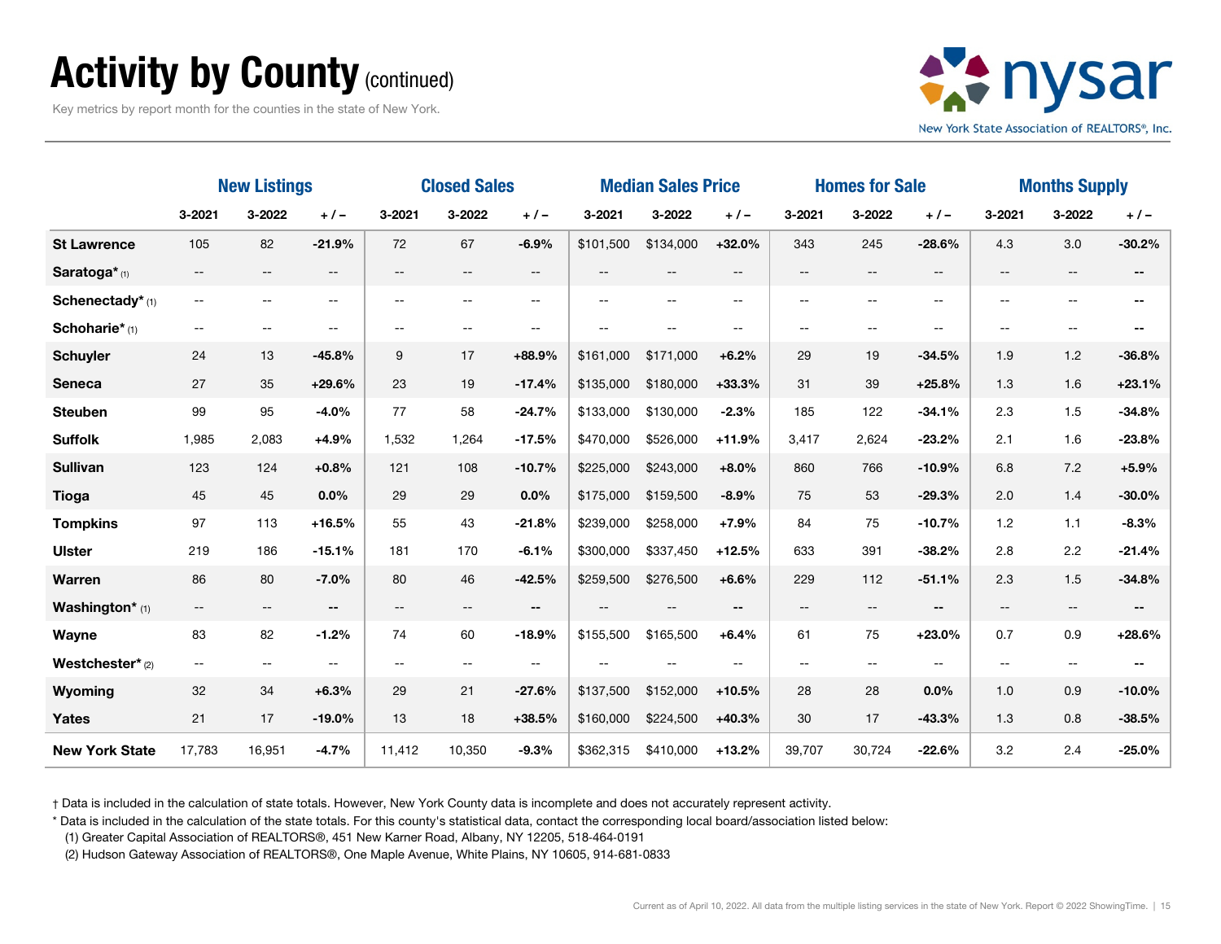# Activity by County (continued)

Key metrics by report month for the counties in the state of New York.

| | New Listings | | | Closed Sales | | | Median Sales Price | | | Homes for Sale | | | Months Supply | | |
|---|---|---|---|---|---|---|---|---|---|---|---|---|---|---|---|
| | 3-2021 | 3-2022 | + / – | 3-2021 | 3-2022 | + / – | 3-2021 | 3-2022 | + / – | 3-2021 | 3-2022 | + / – | 3-2021 | 3-2022 | + / – |
| **St Lawrence** | 105 | 82 | **-21.9%** | 72 | 67 | **-6.9%** | $101,500 | $134,000 | **+32.0%** | 343 | 245 | **-28.6%** | 4.3 | 3.0 | **-30.2%** |
| **Saratoga*** (1) | -- | -- | -- | -- | -- | -- | -- | -- | -- | -- | -- | -- | -- | -- | -- |
| **Schenectady*** (1) | -- | -- | -- | -- | -- | -- | -- | -- | -- | -- | -- | -- | -- | -- | -- |
| **Schoharie*** (1) | -- | -- | -- | -- | -- | -- | -- | -- | -- | -- | -- | -- | -- | -- | -- |
| **Schuyler** | 24 | 13 | **-45.8%** | 9 | 17 | **+88.9%** | $161,000 | $171,000 | **+6.2%** | 29 | 19 | **-34.5%** | 1.9 | 1.2 | **-36.8%** |
| **Seneca** | 27 | 35 | **+29.6%** | 23 | 19 | **-17.4%** | $135,000 | $180,000 | **+33.3%** | 31 | 39 | **+25.8%** | 1.3 | 1.6 | **+23.1%** |
| **Steuben** | 99 | 95 | **-4.0%** | 77 | 58 | **-24.7%** | $133,000 | $130,000 | **-2.3%** | 185 | 122 | **-34.1%** | 2.3 | 1.5 | **-34.8%** |
| **Suffolk** | 1,985 | 2,083 | **+4.9%** | 1,532 | 1,264 | **-17.5%** | $470,000 | $526,000 | **+11.9%** | 3,417 | 2,624 | **-23.2%** | 2.1 | 1.6 | **-23.8%** |
| **Sullivan** | 123 | 124 | **+0.8%** | 121 | 108 | **-10.7%** | $225,000 | $243,000 | **+8.0%** | 860 | 766 | **-10.9%** | 6.8 | 7.2 | **+5.9%** |
| **Tioga** | 45 | 45 | **0.0%** | 29 | 29 | **0.0%** | $175,000 | $159,500 | **-8.9%** | 75 | 53 | **-29.3%** | 2.0 | 1.4 | **-30.0%** |
| **Tompkins** | 97 | 113 | **+16.5%** | 55 | 43 | **-21.8%** | $239,000 | $258,000 | **+7.9%** | 84 | 75 | **-10.7%** | 1.2 | 1.1 | **-8.3%** |
| **Ulster** | 219 | 186 | **-15.1%** | 181 | 170 | **-6.1%** | $300,000 | $337,450 | **+12.5%** | 633 | 391 | **-38.2%** | 2.8 | 2.2 | **-21.4%** |
| **Warren** | 86 | 80 | **-7.0%** | 80 | 46 | **-42.5%** | $259,500 | $276,500 | **+6.6%** | 229 | 112 | **-51.1%** | 2.3 | 1.5 | **-34.8%** |
| **Washington*** (1) | -- | -- | -- | -- | -- | -- | -- | -- | -- | -- | -- | -- | -- | -- | -- |
| **Wayne** | 83 | 82 | **-1.2%** | 74 | 60 | **-18.9%** | $155,500 | $165,500 | **+6.4%** | 61 | 75 | **+23.0%** | 0.7 | 0.9 | **+28.6%** |
| **Westchester*** (2) | -- | -- | -- | -- | -- | -- | -- | -- | -- | -- | -- | -- | -- | -- | -- |
| **Wyoming** | 32 | 34 | **+6.3%** | 29 | 21 | **-27.6%** | $137,500 | $152,000 | **+10.5%** | 28 | 28 | **0.0%** | 1.0 | 0.9 | **-10.0%** |
| **Yates** | 21 | 17 | **-19.0%** | 13 | 18 | **+38.5%** | $160,000 | $224,500 | **+40.3%** | 30 | 17 | **-43.3%** | 1.3 | 0.8 | **-38.5%** |
| **New York State** | 17,783 | 16,951 | **-4.7%** | 11,412 | 10,350 | **-9.3%** | $362,315 | $410,000 | **+13.2%** | 39,707 | 30,724 | **-22.6%** | 3.2 | 2.4 | **-25.0%** |

† Data is included in the calculation of state totals. However, New York County data is incomplete and does not accurately represent activity.

* Data is included in the calculation of the state totals. For this county's statistical data, contact the corresponding local board/association listed below:

(1) Greater Capital Association of REALTORS®, 451 New Karner Road, Albany, NY 12205, 518-464-0191

(2) Hudson Gateway Association of REALTORS®, One Maple Avenue, White Plains, NY 10605, 914-681-0833

Current as of April 10, 2022. All data from the multiple listing services in the state of New York. Report © 2022 ShowingTime.